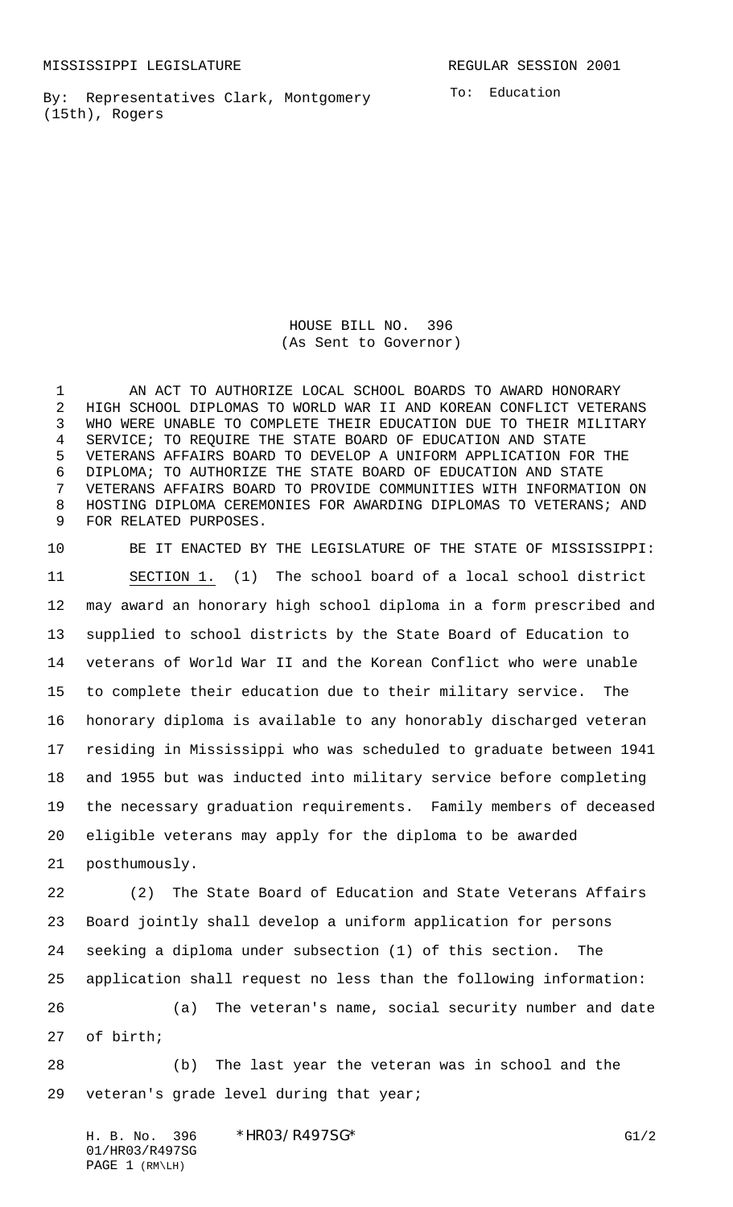MISSISSIPPI LEGISLATURE REGULAR SESSION 2001

By: Representatives Clark, Montgomery (15th), Rogers

To: Education

# HOUSE BILL NO. 396
(As Sent to Governor)

AN ACT TO AUTHORIZE LOCAL SCHOOL BOARDS TO AWARD HONORARY HIGH SCHOOL DIPLOMAS TO WORLD WAR II AND KOREAN CONFLICT VETERANS WHO WERE UNABLE TO COMPLETE THEIR EDUCATION DUE TO THEIR MILITARY SERVICE; TO REQUIRE THE STATE BOARD OF EDUCATION AND STATE VETERANS AFFAIRS BOARD TO DEVELOP A UNIFORM APPLICATION FOR THE DIPLOMA; TO AUTHORIZE THE STATE BOARD OF EDUCATION AND STATE VETERANS AFFAIRS BOARD TO PROVIDE COMMUNITIES WITH INFORMATION ON HOSTING DIPLOMA CEREMONIES FOR AWARDING DIPLOMAS TO VETERANS; AND FOR RELATED PURPOSES.

BE IT ENACTED BY THE LEGISLATURE OF THE STATE OF MISSISSIPPI:

SECTION 1. (1) The school board of a local school district may award an honorary high school diploma in a form prescribed and supplied to school districts by the State Board of Education to veterans of World War II and the Korean Conflict who were unable to complete their education due to their military service. The honorary diploma is available to any honorably discharged veteran residing in Mississippi who was scheduled to graduate between 1941 and 1955 but was inducted into military service before completing the necessary graduation requirements. Family members of deceased eligible veterans may apply for the diploma to be awarded posthumously.

(2) The State Board of Education and State Veterans Affairs Board jointly shall develop a uniform application for persons seeking a diploma under subsection (1) of this section. The application shall request no less than the following information:

(a) The veteran's name, social security number and date of birth;

(b) The last year the veteran was in school and the veteran's grade level during that year;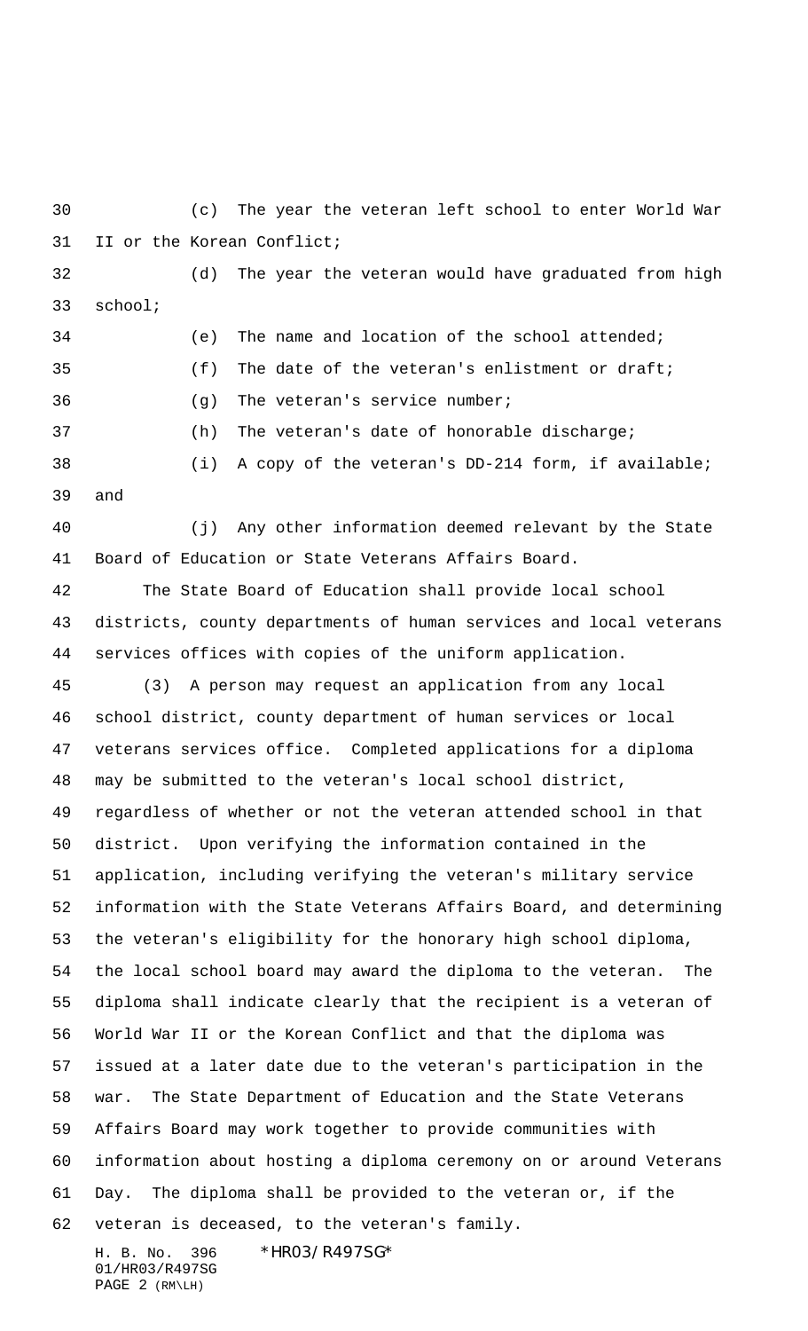(c) The year the veteran left school to enter World War II or the Korean Conflict;

(d) The year the veteran would have graduated from high school;

(e) The name and location of the school attended;

(f) The date of the veteran's enlistment or draft;

(g) The veteran's service number;

(h) The veteran's date of honorable discharge;

(i) A copy of the veteran's DD-214 form, if available; and

(j) Any other information deemed relevant by the State Board of Education or State Veterans Affairs Board.

The State Board of Education shall provide local school districts, county departments of human services and local veterans services offices with copies of the uniform application.

(3) A person may request an application from any local school district, county department of human services or local veterans services office. Completed applications for a diploma may be submitted to the veteran's local school district, regardless of whether or not the veteran attended school in that district. Upon verifying the information contained in the application, including verifying the veteran's military service information with the State Veterans Affairs Board, and determining the veteran's eligibility for the honorary high school diploma, the local school board may award the diploma to the veteran. The diploma shall indicate clearly that the recipient is a veteran of World War II or the Korean Conflict and that the diploma was issued at a later date due to the veteran's participation in the war. The State Department of Education and the State Veterans Affairs Board may work together to provide communities with information about hosting a diploma ceremony on or around Veterans Day. The diploma shall be provided to the veteran or, if the veteran is deceased, to the veteran's family.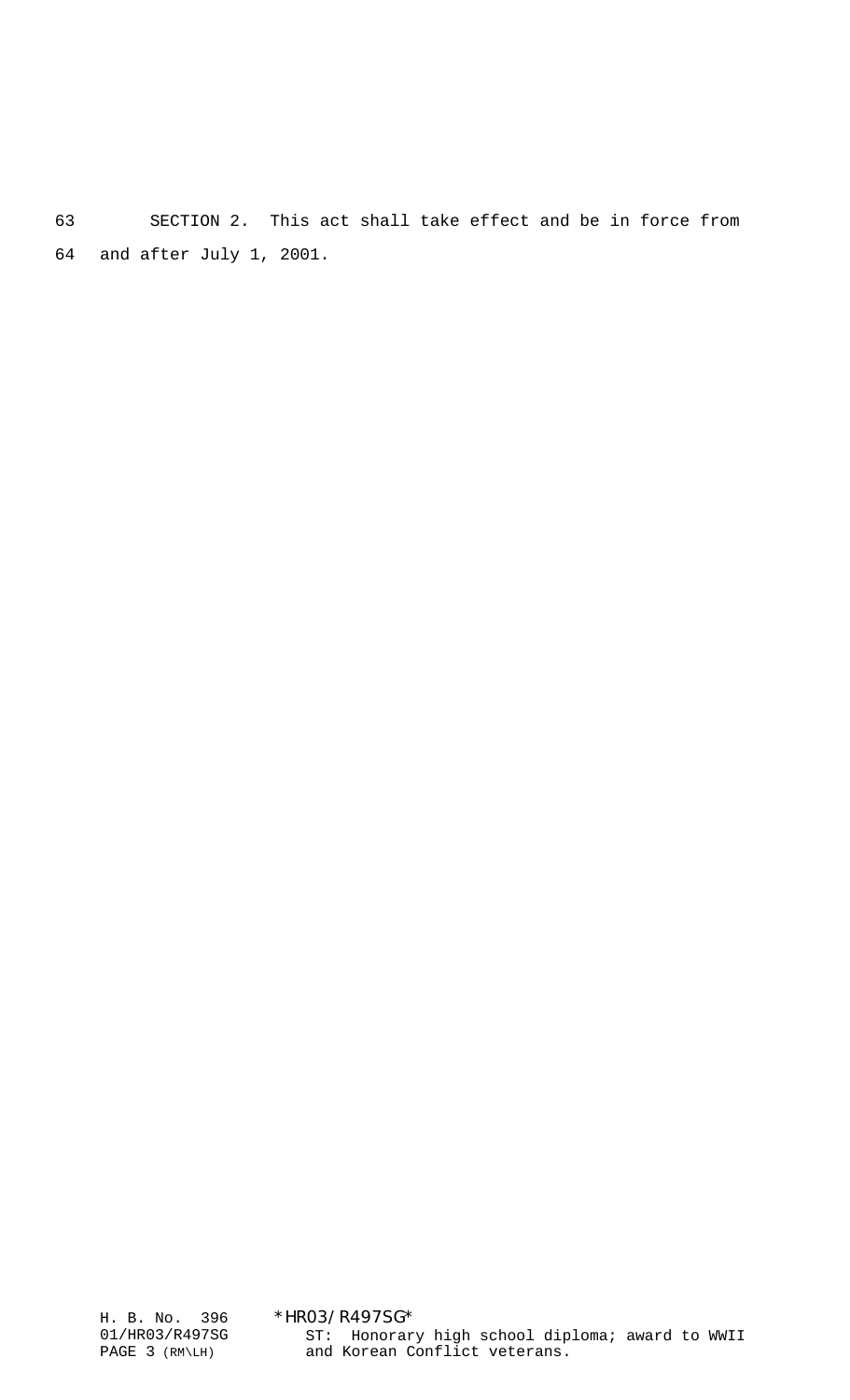63 SECTION 2. This act shall take effect and be in force from
64 and after July 1, 2001.